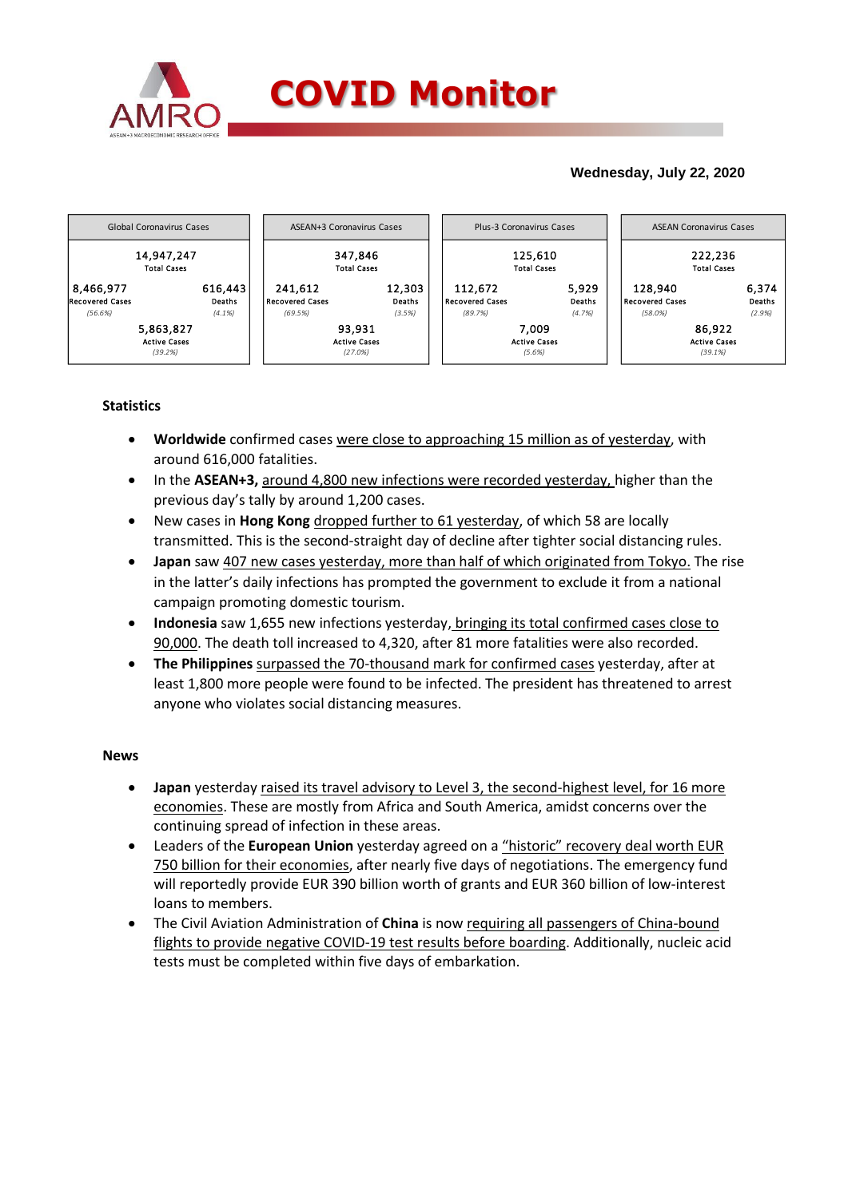# COVID Monitor

**Wednesday, July 22, 2020**

| Global Coronavirus Cases | | ASEAN+3 Coronavirus Cases | | Plus-3 Coronavirus Cases | | ASEAN Coronavirus Cases | |
|---|---|---|---|---|---|---|---|
| 14,947,247 Total Cases | | 347,846 Total Cases | | 125,610 Total Cases | | 222,236 Total Cases | |
| 8,466,977 Recovered Cases (56.6%) | 616,443 Deaths (4.1%) | 241,612 Recovered Cases (69.5%) | 12,303 Deaths (3.5%) | 112,672 Recovered Cases (89.7%) | 5,929 Deaths (4.7%) | 128,940 Recovered Cases (58.0%) | 6,374 Deaths (2.9%) |
| 5,863,827 Active Cases (39.2%) | | 93,931 Active Cases (27.0%) | | 7,009 Active Cases (5.6%) | | 86,922 Active Cases (39.1%) | |

## Statistics

- **Worldwide** confirmed cases were close to approaching 15 million as of yesterday, with around 616,000 fatalities.
- In the **ASEAN+3,** around 4,800 new infections were recorded yesterday, higher than the previous day's tally by around 1,200 cases.
- New cases in **Hong Kong** dropped further to 61 yesterday, of which 58 are locally transmitted. This is the second-straight day of decline after tighter social distancing rules.
- **Japan** saw 407 new cases yesterday, more than half of which originated from Tokyo. The rise in the latter's daily infections has prompted the government to exclude it from a national campaign promoting domestic tourism.
- **Indonesia** saw 1,655 new infections yesterday, bringing its total confirmed cases close to 90,000. The death toll increased to 4,320, after 81 more fatalities were also recorded.
- **The Philippines** surpassed the 70-thousand mark for confirmed cases yesterday, after at least 1,800 more people were found to be infected. The president has threatened to arrest anyone who violates social distancing measures.

## News

- **Japan** yesterday raised its travel advisory to Level 3, the second-highest level, for 16 more economies. These are mostly from Africa and South America, amidst concerns over the continuing spread of infection in these areas.
- Leaders of the **European Union** yesterday agreed on a "historic" recovery deal worth EUR 750 billion for their economies, after nearly five days of negotiations. The emergency fund will reportedly provide EUR 390 billion worth of grants and EUR 360 billion of low-interest loans to members.
- The Civil Aviation Administration of **China** is now requiring all passengers of China-bound flights to provide negative COVID-19 test results before boarding. Additionally, nucleic acid tests must be completed within five days of embarkation.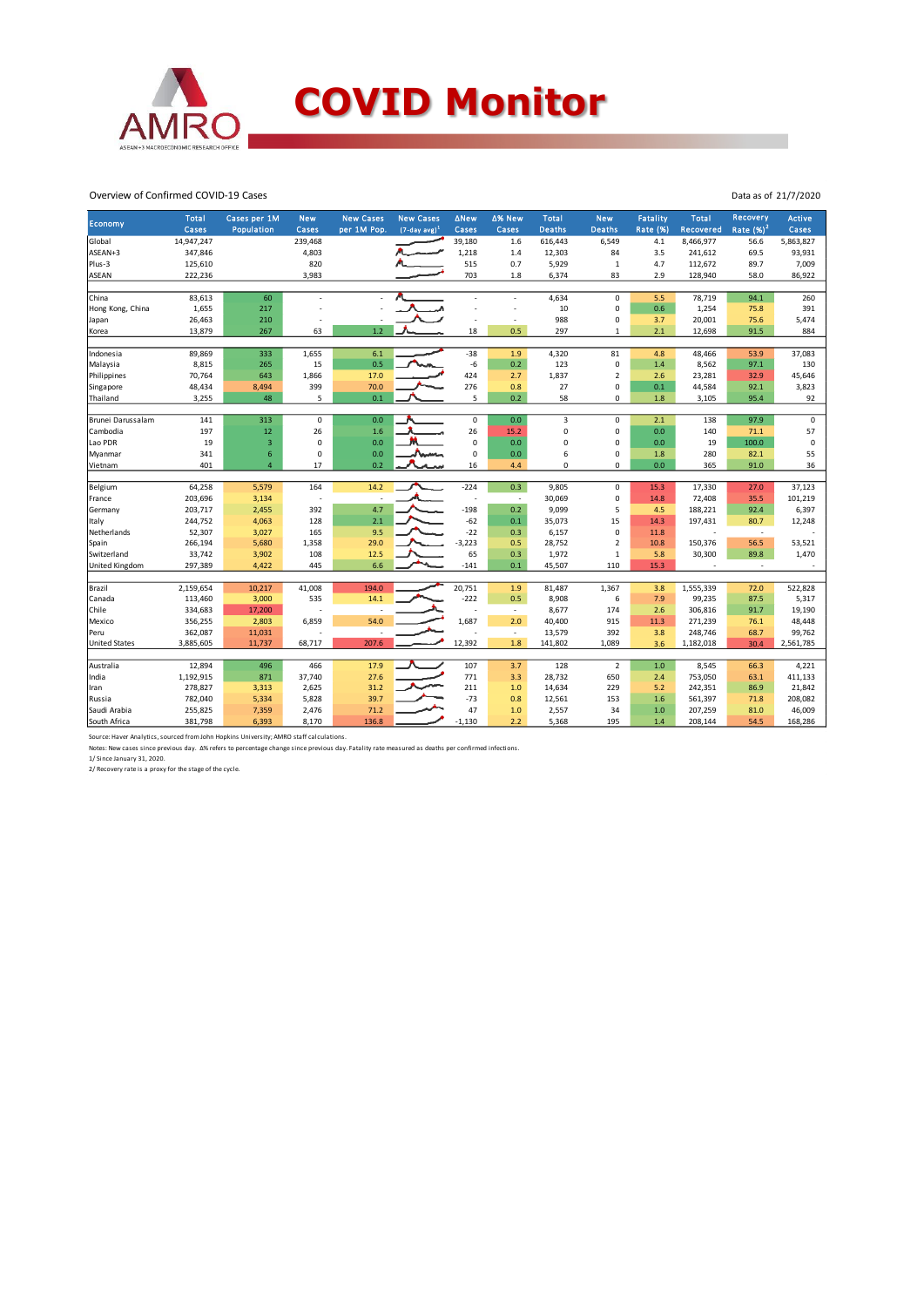# COVID Monitor

Overview of Confirmed COVID-19 Cases

Data as of 21/7/2020

| Economy | Total Cases | Cases per 1M Population | New Cases | New Cases per 1M Pop. | New Cases (7-day avg)[1] | ΔNew Cases | Δ% New Cases | Total Deaths | New Deaths | Fatality Rate (%) | Total Recovered | Recovery Rate (%)[2] | Active Cases |
|---|---|---|---|---|---|---|---|---|---|---|---|---|---|
| Global | 14,947,247 | | 239,468 | | | 39,180 | 1.6 | 616,443 | 6,549 | 4.1 | 8,466,977 | 56.6 | 5,863,827 |
| ASEAN+3 | 347,846 | | 4,803 | | | 1,218 | 1.4 | 12,303 | 84 | 3.5 | 241,612 | 69.5 | 93,931 |
| Plus-3 | 125,610 | | 820 | | | 515 | 0.7 | 5,929 | 1 | 4.7 | 112,672 | 89.7 | 7,009 |
| ASEAN | 222,236 | | 3,983 | | | 703 | 1.8 | 6,374 | 83 | 2.9 | 128,940 | 58.0 | 86,922 |
| | | | | | | | | | | | | | |
| China | 83,613 | 60 | - | - | | - | - | 4,634 | 0 | 5.5 | 78,719 | 94.1 | 260 |
| Hong Kong, China | 1,655 | 217 | - | - | | - | - | 10 | 0 | 0.6 | 1,254 | 75.8 | 391 |
| Japan | 26,463 | 210 | - | - | | - | - | 988 | 0 | 3.7 | 20,001 | 75.6 | 5,474 |
| Korea | 13,879 | 267 | 63 | 1.2 | | 18 | 0.5 | 297 | 1 | 2.1 | 12,698 | 91.5 | 884 |
| | | | | | | | | | | | | | |
| Indonesia | 89,869 | 333 | 1,655 | 6.1 | | -38 | 1.9 | 4,320 | 81 | 4.8 | 48,466 | 53.9 | 37,083 |
| Malaysia | 8,815 | 265 | 15 | 0.5 | | -6 | 0.2 | 123 | 0 | 1.4 | 8,562 | 97.1 | 130 |
| Philippines | 70,764 | 643 | 1,866 | 17.0 | | 424 | 2.7 | 1,837 | 2 | 2.6 | 23,281 | 32.9 | 45,646 |
| Singapore | 48,434 | 8,494 | 399 | 70.0 | | 276 | 0.8 | 27 | 0 | 0.1 | 44,584 | 92.1 | 3,823 |
| Thailand | 3,255 | 48 | 5 | 0.1 | | 5 | 0.2 | 58 | 0 | 1.8 | 3,105 | 95.4 | 92 |
| | | | | | | | | | | | | | |
| Brunei Darussalam | 141 | 313 | 0 | 0.0 | | 0 | 0.0 | 3 | 0 | 2.1 | 138 | 97.9 | 0 |
| Cambodia | 197 | 12 | 26 | 1.6 | | 26 | 15.2 | 0 | 0 | 0.0 | 140 | 71.1 | 57 |
| Lao PDR | 19 | 3 | 0 | 0.0 | | 0 | 0.0 | 0 | 0 | 0.0 | 19 | 100.0 | 0 |
| Myanmar | 341 | 6 | 0 | 0.0 | | 0 | 0.0 | 6 | 0 | 1.8 | 280 | 82.1 | 55 |
| Vietnam | 401 | 4 | 17 | 0.2 | | 16 | 4.4 | 0 | 0 | 0.0 | 365 | 91.0 | 36 |
| | | | | | | | | | | | | | |
| Belgium | 64,258 | 5,579 | 164 | 14.2 | | -224 | 0.3 | 9,805 | 0 | 15.3 | 17,330 | 27.0 | 37,123 |
| France | 203,696 | 3,134 | - | - | | - | - | 30,069 | 0 | 14.8 | 72,408 | 35.5 | 101,219 |
| Germany | 203,717 | 2,455 | 392 | 4.7 | | -198 | 0.2 | 9,099 | 5 | 4.5 | 188,221 | 92.4 | 6,397 |
| Italy | 244,752 | 4,063 | 128 | 2.1 | | -62 | 0.1 | 35,073 | 15 | 14.3 | 197,431 | 80.7 | 12,248 |
| Netherlands | 52,307 | 3,027 | 165 | 9.5 | | -22 | 0.3 | 6,157 | 0 | 11.8 | - | - | - |
| Spain | 266,194 | 5,680 | 1,358 | 29.0 | | -3,223 | 0.5 | 28,752 | 2 | 10.8 | 150,376 | 56.5 | 53,521 |
| Switzerland | 33,742 | 3,902 | 108 | 12.5 | | 65 | 0.3 | 1,972 | 1 | 5.8 | 30,300 | 89.8 | 1,470 |
| United Kingdom | 297,389 | 4,422 | 445 | 6.6 | | -141 | 0.1 | 45,507 | 110 | 15.3 | - | - | - |
| | | | | | | | | | | | | | |
| Brazil | 2,159,654 | 10,217 | 41,008 | 194.0 | | 20,751 | 1.9 | 81,487 | 1,367 | 3.8 | 1,555,339 | 72.0 | 522,828 |
| Canada | 113,460 | 3,000 | 535 | 14.1 | | -222 | 0.5 | 8,908 | 6 | 7.9 | 99,235 | 87.5 | 5,317 |
| Chile | 334,683 | 17,200 | - | - | | - | - | 8,677 | 174 | 2.6 | 306,816 | 91.7 | 19,190 |
| Mexico | 356,255 | 2,803 | 6,859 | 54.0 | | 1,687 | 2.0 | 40,400 | 915 | 11.3 | 271,239 | 76.1 | 48,448 |
| Peru | 362,087 | 11,031 | - | - | | - | - | 13,579 | 392 | 3.8 | 248,746 | 68.7 | 99,762 |
| United States | 3,885,605 | 11,737 | 68,717 | 207.6 | | 12,392 | 1.8 | 141,802 | 1,089 | 3.6 | 1,182,018 | 30.4 | 2,561,785 |
| | | | | | | | | | | | | | |
| Australia | 12,894 | 496 | 466 | 17.9 | | 107 | 3.7 | 128 | 2 | 1.0 | 8,545 | 66.3 | 4,221 |
| India | 1,192,915 | 871 | 37,740 | 27.6 | | 771 | 3.3 | 28,732 | 650 | 2.4 | 753,050 | 63.1 | 411,133 |
| Iran | 278,827 | 3,313 | 2,625 | 31.2 | | 211 | 1.0 | 14,634 | 229 | 5.2 | 242,351 | 86.9 | 21,842 |
| Russia | 782,040 | 5,334 | 5,828 | 39.7 | | -73 | 0.8 | 12,561 | 153 | 1.6 | 561,397 | 71.8 | 208,082 |
| Saudi Arabia | 255,825 | 7,359 | 2,476 | 71.2 | | 47 | 1.0 | 2,557 | 34 | 1.0 | 207,259 | 81.0 | 46,009 |
| South Africa | 381,798 | 6,393 | 8,170 | 136.8 | | -1,130 | 2.2 | 5,368 | 195 | 1.4 | 208,144 | 54.5 | 168,286 |

Source: Haver Analytics, sourced from John Hopkins University; AMRO staff calculations.

Notes: New cases since previous day. Δ% refers to percentage change since previous day. Fatality rate measured as deaths per confirmed infections.

1/ Since January 31, 2020.

2/ Recovery rate is a proxy for the stage of the cycle.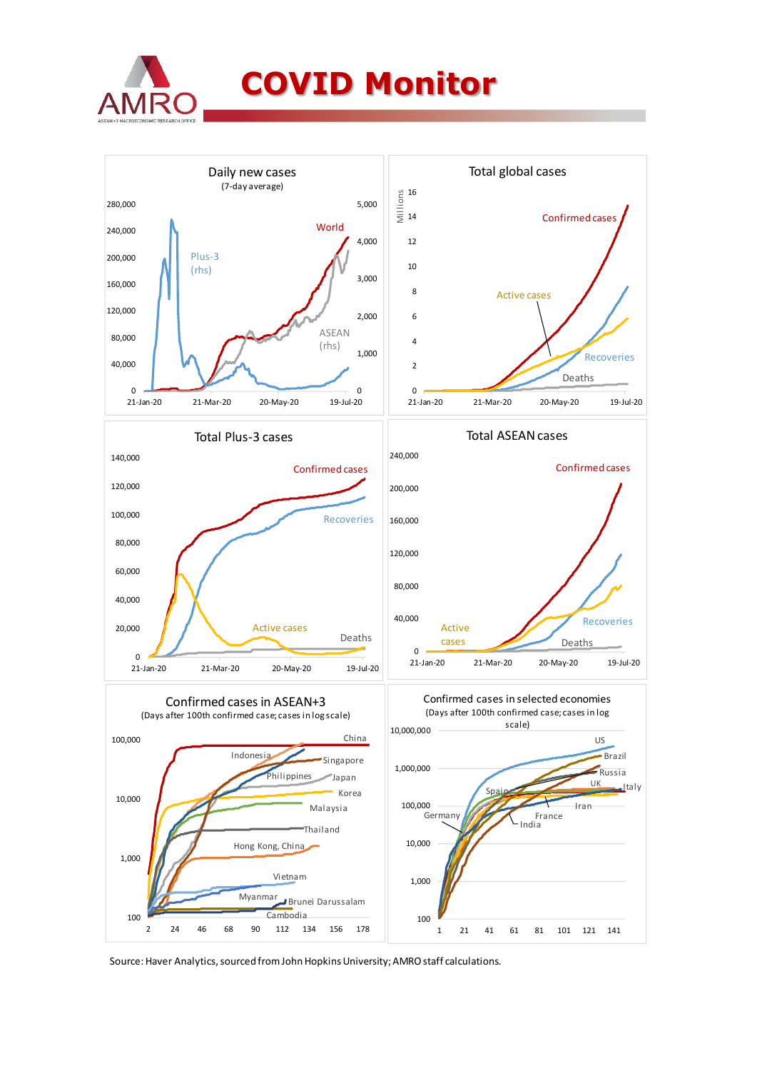# COVID Monitor

AMRO
ASEAN+3 MACROECONOMIC RESEARCH OFFICE

## Daily new cases

(7-day average)

280,000
240,000
200,000
160,000
120,000
80,000
40,000
0

5,000
4,000
3,000
2,000
1,000
0

Plus-3 (rhs)
World
ASEAN (rhs)

21-Jan-20 21-Mar-20 20-May-20 19-Jul-20

## Total global cases

Millions

16
14
12
10
8
6
4
2
0

Confirmed cases
Active cases
Recoveries
Deaths

21-Jan-20 21-Mar-20 20-May-20 19-Jul-20

## Total Plus-3 cases

140,000
120,000
100,000
80,000
60,000
40,000
20,000
0

Confirmed cases
Recoveries
Active cases
Deaths

21-Jan-20 21-Mar-20 20-May-20 19-Jul-20

## Total ASEAN cases

240,000
200,000
160,000
120,000
80,000
40,000
0

Confirmed cases
Active cases
Recoveries
Deaths

21-Jan-20 21-Mar-20 20-May-20 19-Jul-20

## Confirmed cases in ASEAN+3

(Days after 100th confirmed case; cases in log scale)

100,000
10,000
1,000
100

China
Indonesia
Singapore
Philippines
Japan
Korea
Malaysia
Thailand
Hong Kong, China
Vietnam
Myanmar
Brunei Darussalam
Cambodia

2 24 46 68 90 112 134 156 178

## Confirmed cases in selected economies

(Days after 100th confirmed case; cases in log scale)

10,000,000
1,000,000
100,000
10,000
1,000
100

US
Brazil
Russia
UK
Italy
Spain
Germany
Iran
France
India

1 21 41 61 81 101 121 141

Source: Haver Analytics, sourced from John Hopkins University; AMRO staff calculations.